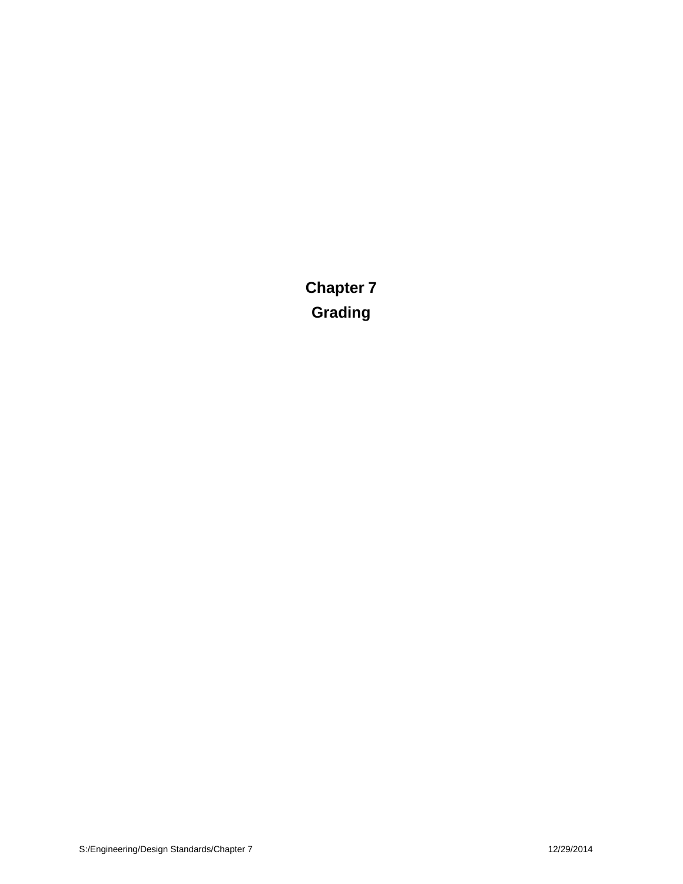# Chapter 7

# Grading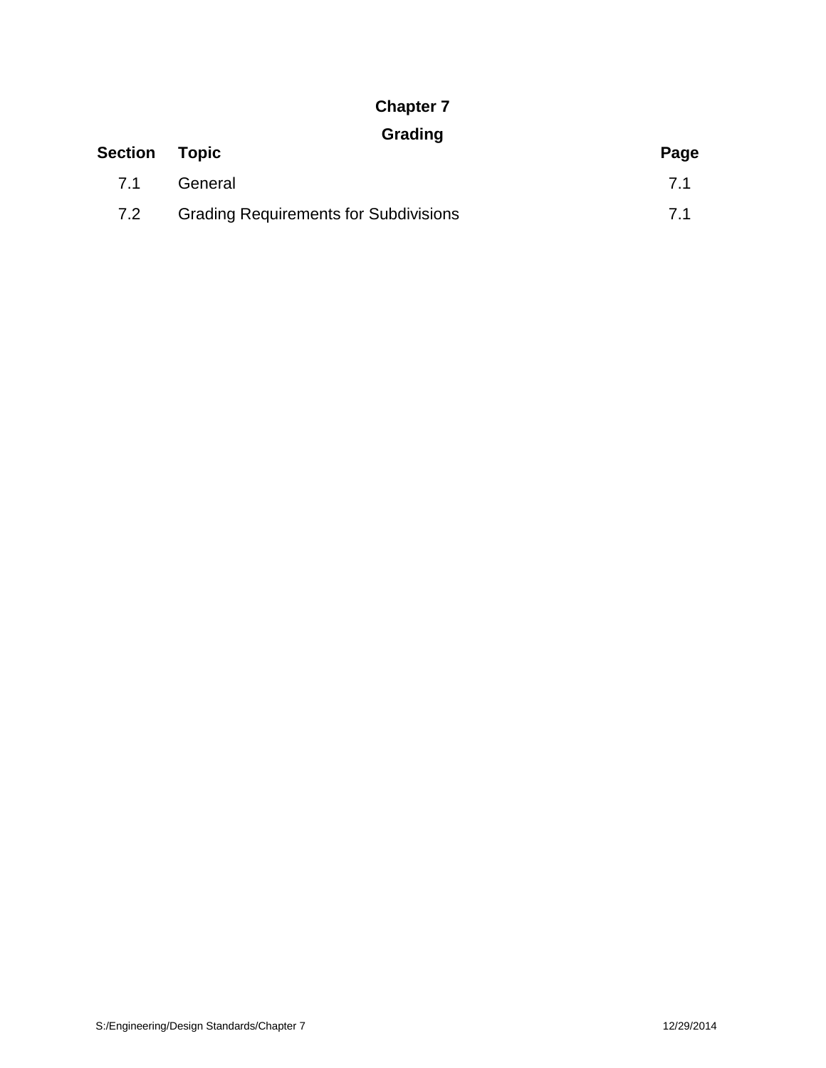# Chapter 7

## Grading

| Section | Topic | Page |
|---|---|---|
| 7.1 | General | 7.1 |
| 7.2 | Grading Requirements for Subdivisions | 7.1 |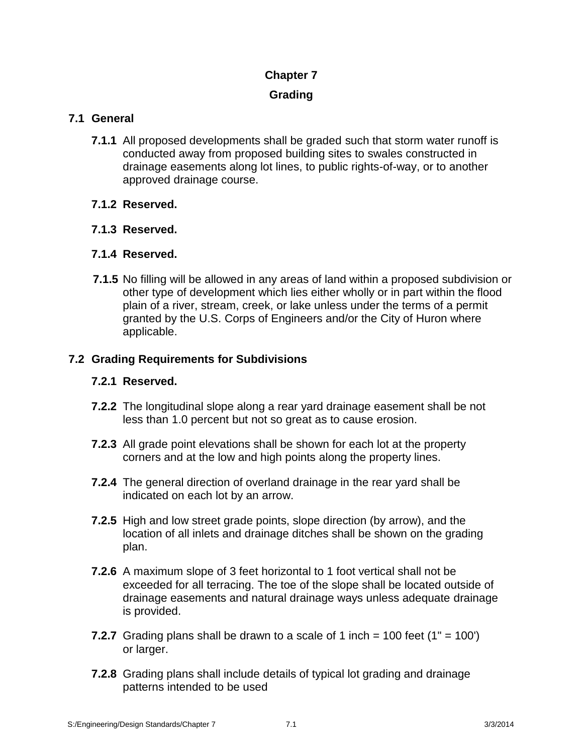# Chapter 7

# Grading

## 7.1 General

**7.1.1** All proposed developments shall be graded such that storm water runoff is conducted away from proposed building sites to swales constructed in drainage easements along lot lines, to public rights-of-way, or to another approved drainage course.

**7.1.2 Reserved.**

**7.1.3 Reserved.**

**7.1.4 Reserved.**

**7.1.5** No filling will be allowed in any areas of land within a proposed subdivision or other type of development which lies either wholly or in part within the flood plain of a river, stream, creek, or lake unless under the terms of a permit granted by the U.S. Corps of Engineers and/or the City of Huron where applicable.

## 7.2 Grading Requirements for Subdivisions

**7.2.1 Reserved.**

**7.2.2** The longitudinal slope along a rear yard drainage easement shall be not less than 1.0 percent but not so great as to cause erosion.

**7.2.3** All grade point elevations shall be shown for each lot at the property corners and at the low and high points along the property lines.

**7.2.4** The general direction of overland drainage in the rear yard shall be indicated on each lot by an arrow.

**7.2.5** High and low street grade points, slope direction (by arrow), and the location of all inlets and drainage ditches shall be shown on the grading plan.

**7.2.6** A maximum slope of 3 feet horizontal to 1 foot vertical shall not be exceeded for all terracing. The toe of the slope shall be located outside of drainage easements and natural drainage ways unless adequate drainage is provided.

**7.2.7** Grading plans shall be drawn to a scale of 1 inch = 100 feet (1" = 100') or larger.

**7.2.8** Grading plans shall include details of typical lot grading and drainage patterns intended to be used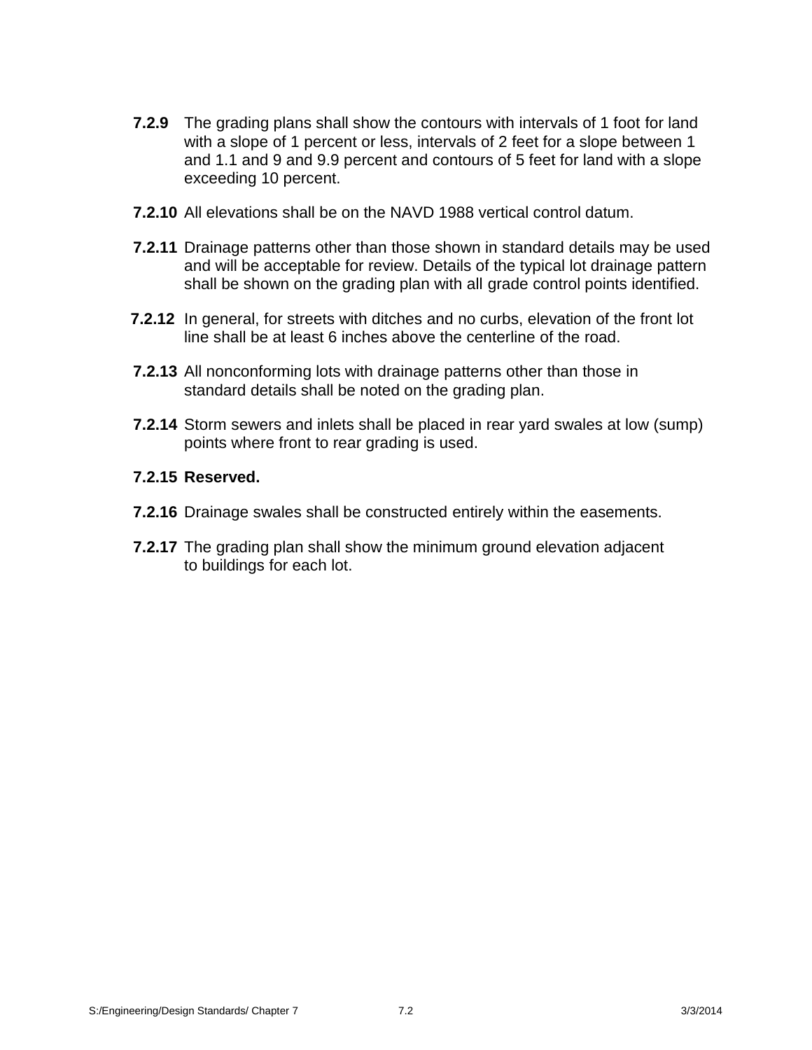**7.2.9** The grading plans shall show the contours with intervals of 1 foot for land with a slope of 1 percent or less, intervals of 2 feet for a slope between 1 and 1.1 and 9 and 9.9 percent and contours of 5 feet for land with a slope exceeding 10 percent.

**7.2.10** All elevations shall be on the NAVD 1988 vertical control datum.

**7.2.11** Drainage patterns other than those shown in standard details may be used and will be acceptable for review. Details of the typical lot drainage pattern shall be shown on the grading plan with all grade control points identified.

**7.2.12** In general, for streets with ditches and no curbs, elevation of the front lot line shall be at least 6 inches above the centerline of the road.

**7.2.13** All nonconforming lots with drainage patterns other than those in standard details shall be noted on the grading plan.

**7.2.14** Storm sewers and inlets shall be placed in rear yard swales at low (sump) points where front to rear grading is used.

**7.2.15** **Reserved.**

**7.2.16** Drainage swales shall be constructed entirely within the easements.

**7.2.17** The grading plan shall show the minimum ground elevation adjacent to buildings for each lot.